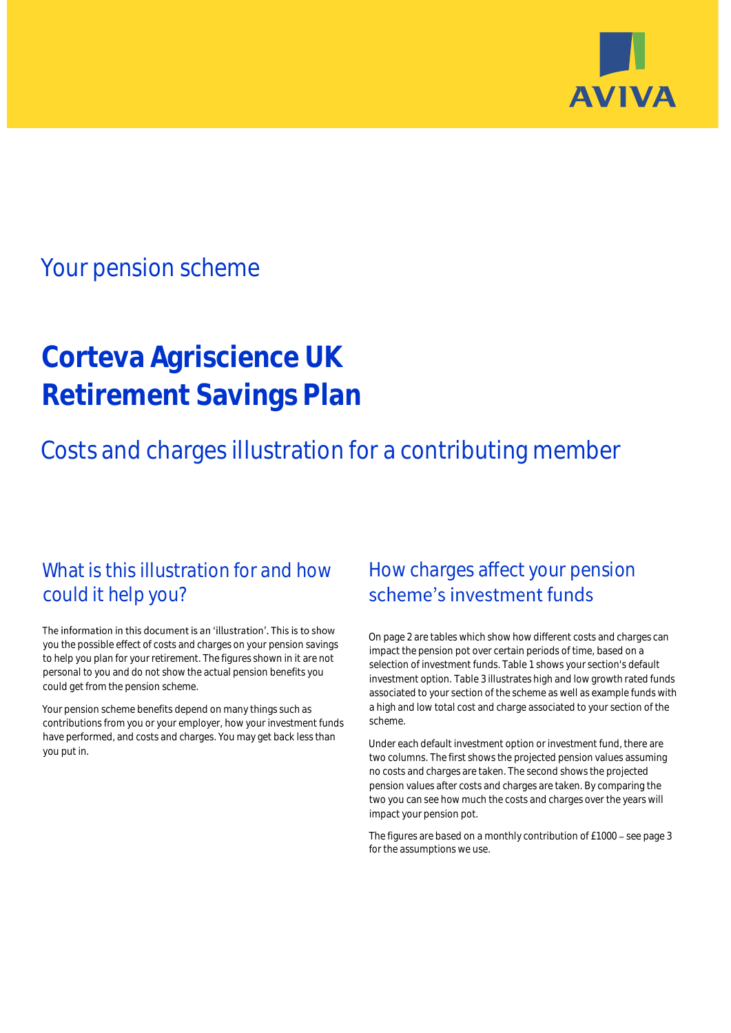Your pension scheme

# Corteva Agriscience UK Retirement Savings Plan

Costs and charges illustration for a contributing member

## What is this illustration for and how could it help you?

The information in this document is an 'illustration'. This is to show you the possible effect of costs and charges on your pension savings to help you plan for your retirement. The figures shown in it are not personal to you and do not show the actual pension benefits you could get from the pension scheme.

Your pension scheme benefits depend on many things such as contributions from you or your employer, how your investment funds have performed, and costs and charges. You may get back less than you put in.

## How charges affect your pension scheme's investment funds

On page 2 are tables which show how different costs and charges can impact the pension pot over certain periods of time, based on a selection of investment funds. Table 1 shows your section's default investment option. Table 3 illustrates high and low growth rated funds associated to your section of the scheme as well as example funds with a high and low total cost and charge associated to your section of the scheme.

Under each default investment option or investment fund, there are two columns. The first shows the projected pension values assuming no costs and charges are taken. The second shows the projected pension values after costs and charges are taken. By comparing the two you can see how much the costs and charges over the years will impact your pension pot.

The figures are based on a monthly contribution of £1000 – see page 3 for the assumptions we use.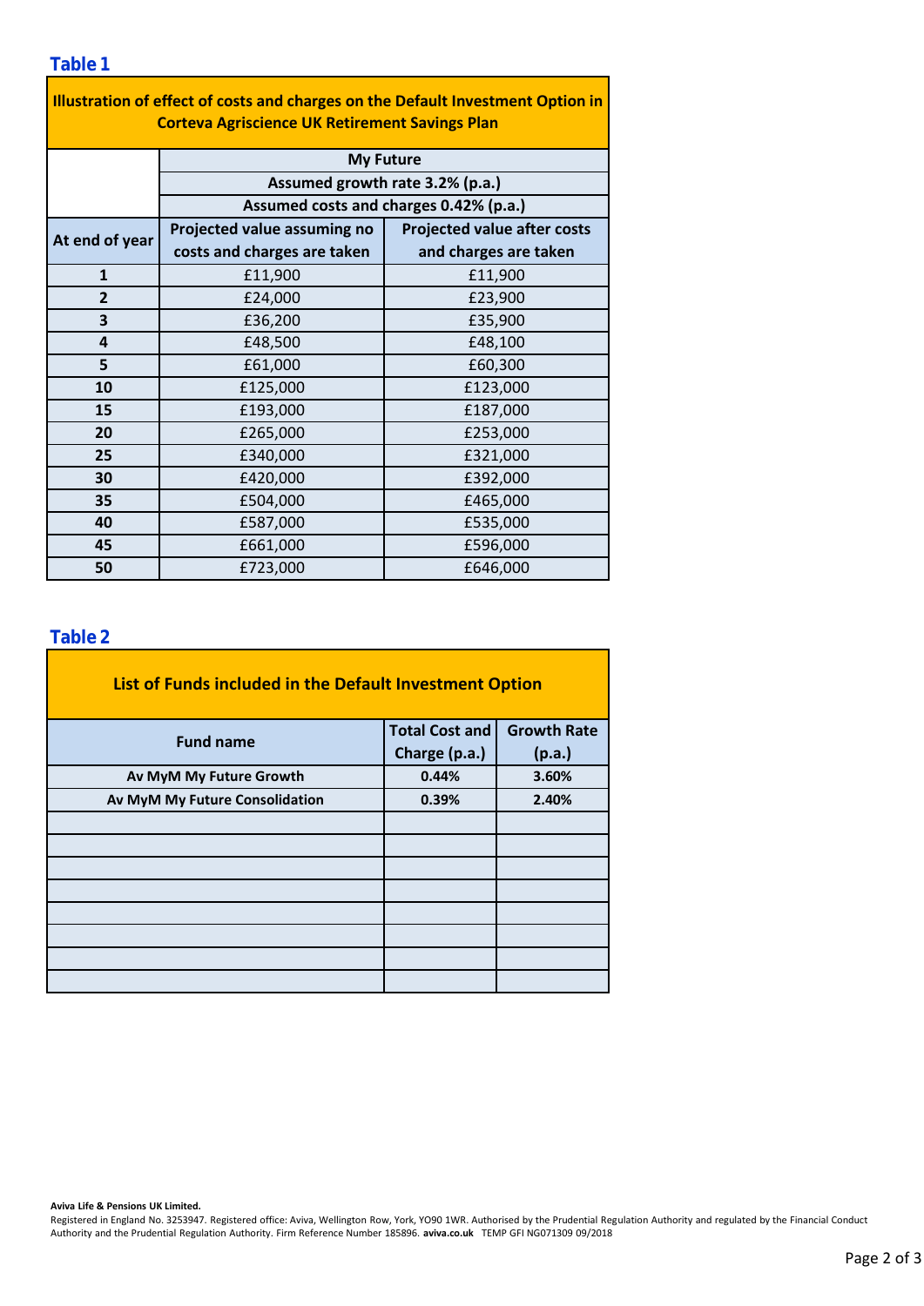## Table 1

| Illustration of effect of costs and charges on the Default Investment Option in Corteva Agriscience UK Retirement Savings Plan | | |
|---|---|---|
| | My Future | |
| | Assumed growth rate 3.2% (p.a.) | |
| | Assumed costs and charges 0.42% (p.a.) | |
| At end of year | Projected value assuming no costs and charges are taken | Projected value after costs and charges are taken |
| 1 | £11,900 | £11,900 |
| 2 | £24,000 | £23,900 |
| 3 | £36,200 | £35,900 |
| 4 | £48,500 | £48,100 |
| 5 | £61,000 | £60,300 |
| 10 | £125,000 | £123,000 |
| 15 | £193,000 | £187,000 |
| 20 | £265,000 | £253,000 |
| 25 | £340,000 | £321,000 |
| 30 | £420,000 | £392,000 |
| 35 | £504,000 | £465,000 |
| 40 | £587,000 | £535,000 |
| 45 | £661,000 | £596,000 |
| 50 | £723,000 | £646,000 |

## Table 2

| List of Funds included in the Default Investment Option | | |
|---|---|---|
| Fund name | Total Cost and Charge (p.a.) | Growth Rate (p.a.) |
| Av MyM My Future Growth | 0.44% | 3.60% |
| Av MyM My Future Consolidation | 0.39% | 2.40% |
| | | |
| | | |
| | | |
| | | |
| | | |
| | | |
| | | |
| | | |

**Aviva Life & Pensions UK Limited.**

Registered in England No. 3253947. Registered office: Aviva, Wellington Row, York, YO90 1WR. Authorised by the Prudential Regulation Authority and regulated by the Financial Conduct Authority and the Prudential Regulation Authority. Firm Reference Number 185896. **aviva.co.uk** TEMP GFI NG071309 09/2018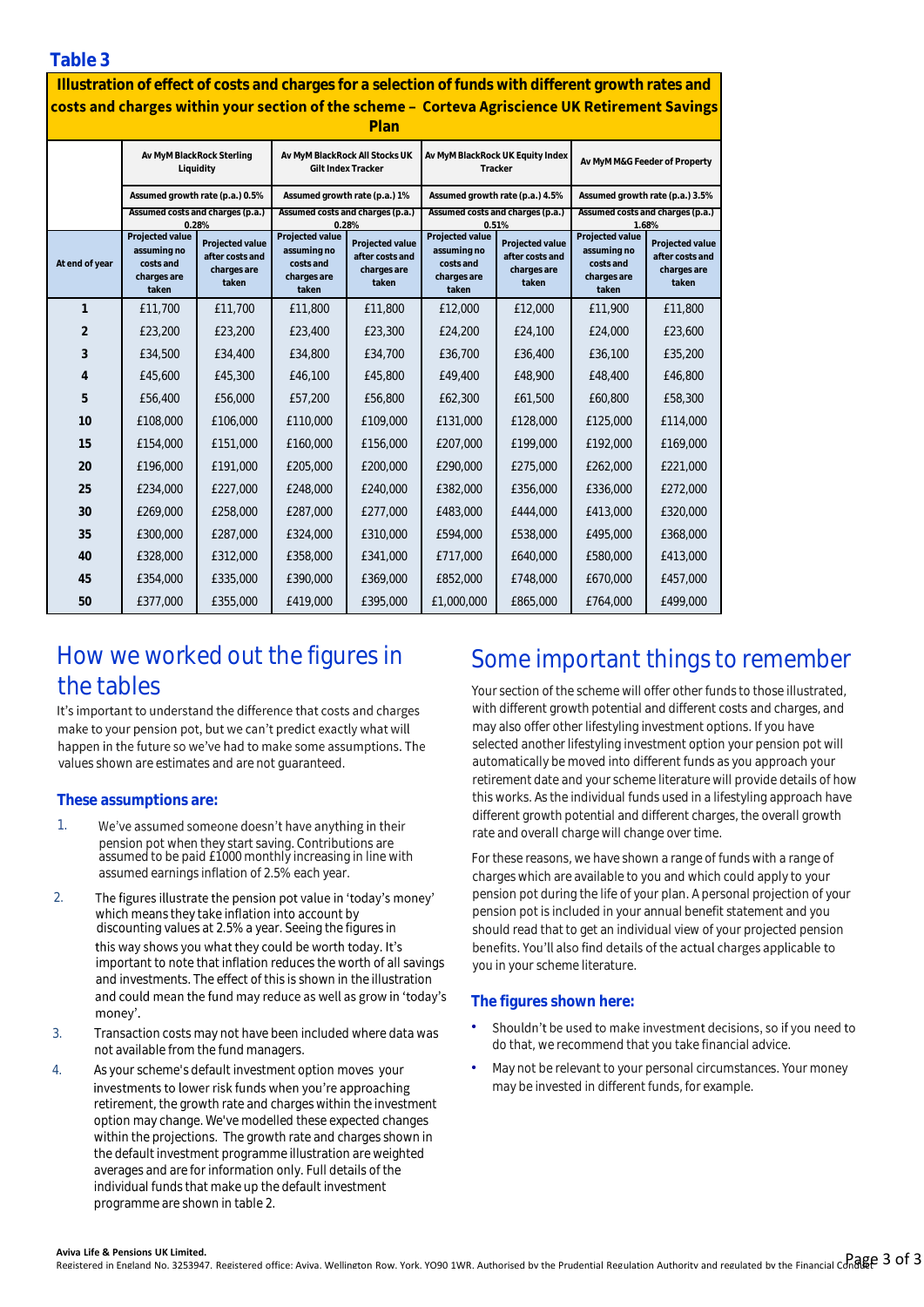## Table 3

| Illustration of effect of costs and charges for a selection of funds with different growth rates and costs and charges within your section of the scheme – Corteva Agriscience UK Retirement Savings Plan | | | | | | | | |
|---|---|---|---|---|---|---|---|---|
| | Av MyM BlackRock Sterling Liquidity | | Av MyM BlackRock All Stocks UK Gilt Index Tracker | | Av MyM BlackRock UK Equity Index Tracker | | Av MyM M&G Feeder of Property | |
| | Assumed growth rate (p.a.) 0.5% | | Assumed growth rate (p.a.) 1% | | Assumed growth rate (p.a.) 4.5% | | Assumed growth rate (p.a.) 3.5% | |
| | Assumed costs and charges (p.a.) 0.28% | | Assumed costs and charges (p.a.) 0.28% | | Assumed costs and charges (p.a.) 0.51% | | Assumed costs and charges (p.a.) 1.68% | |
| At end of year | Projected value assuming no costs and charges are taken | Projected value after costs and charges are taken | Projected value assuming no costs and charges are taken | Projected value after costs and charges are taken | Projected value assuming no costs and charges are taken | Projected value after costs and charges are taken | Projected value assuming no costs and charges are taken | Projected value after costs and charges are taken |
| 1 | £11,700 | £11,700 | £11,800 | £11,800 | £12,000 | £12,000 | £11,900 | £11,800 |
| 2 | £23,200 | £23,200 | £23,400 | £23,300 | £24,200 | £24,100 | £24,000 | £23,600 |
| 3 | £34,500 | £34,400 | £34,800 | £34,700 | £36,700 | £36,400 | £36,100 | £35,200 |
| 4 | £45,600 | £45,300 | £46,100 | £45,800 | £49,400 | £48,900 | £48,400 | £46,800 |
| 5 | £56,400 | £56,000 | £57,200 | £56,800 | £62,300 | £61,500 | £60,800 | £58,300 |
| 10 | £108,000 | £106,000 | £110,000 | £109,000 | £131,000 | £128,000 | £125,000 | £114,000 |
| 15 | £154,000 | £151,000 | £160,000 | £156,000 | £207,000 | £199,000 | £192,000 | £169,000 |
| 20 | £196,000 | £191,000 | £205,000 | £200,000 | £290,000 | £275,000 | £262,000 | £221,000 |
| 25 | £234,000 | £227,000 | £248,000 | £240,000 | £382,000 | £356,000 | £336,000 | £272,000 |
| 30 | £269,000 | £258,000 | £287,000 | £277,000 | £483,000 | £444,000 | £413,000 | £320,000 |
| 35 | £300,000 | £287,000 | £324,000 | £310,000 | £594,000 | £538,000 | £495,000 | £368,000 |
| 40 | £328,000 | £312,000 | £358,000 | £341,000 | £717,000 | £640,000 | £580,000 | £413,000 |
| 45 | £354,000 | £335,000 | £390,000 | £369,000 | £852,000 | £748,000 | £670,000 | £457,000 |
| 50 | £377,000 | £355,000 | £419,000 | £395,000 | £1,000,000 | £865,000 | £764,000 | £499,000 |

# How we worked out the figures in the tables

It's important to understand the difference that costs and charges make to your pension pot, but we can't predict exactly what will happen in the future so we've had to make some assumptions. The values shown are estimates and are not guaranteed.

### These assumptions are:

1. We've assumed someone doesn't have anything in their pension pot when they start saving. Contributions are assumed to be paid £1000 monthly increasing in line with assumed earnings inflation of 2.5% each year.
2. The figures illustrate the pension pot value in 'today's money' which means they take inflation into account by discounting values at 2.5% a year. Seeing the figures in this way shows you what they could be worth today. It's important to note that inflation reduces the worth of all savings and investments. The effect of this is shown in the illustration and could mean the fund may reduce as well as grow in 'today's money'.
3. Transaction costs may not have been included where data was not available from the fund managers.
4. As your scheme's default investment option moves your investments to lower risk funds when you're approaching retirement, the growth rate and charges within the investment option may change. We've modelled these expected changes within the projections. The growth rate and charges shown in the default investment programme illustration are weighted averages and are for information only. Full details of the individual funds that make up the default investment programme are shown in table 2.

# Some important things to remember

Your section of the scheme will offer other funds to those illustrated, with different growth potential and different costs and charges, and may also offer other lifestyling investment options. If you have selected another lifestyling investment option your pension pot will automatically be moved into different funds as you approach your retirement date and your scheme literature will provide details of how this works. As the individual funds used in a lifestyling approach have different growth potential and different charges, the overall growth rate and overall charge will change over time.

For these reasons, we have shown a range of funds with a range of charges which are available to you and which could apply to your pension pot during the life of your plan. A personal projection of your pension pot is included in your annual benefit statement and you should read that to get an individual view of your projected pension benefits. You'll also find details of the actual charges applicable to you in your scheme literature.

### The figures shown here:

- Shouldn't be used to make investment decisions, so if you need to do that, we recommend that you take financial advice.
- May not be relevant to your personal circumstances. Your money may be invested in different funds, for example.

**Aviva Life & Pensions UK Limited.**
Registered in England No. 3253947. Registered office: Aviva, Wellington Row, York, YO90 1WR. Authorised by the Prudential Regulation Authority and regulated by the Financial Conduct